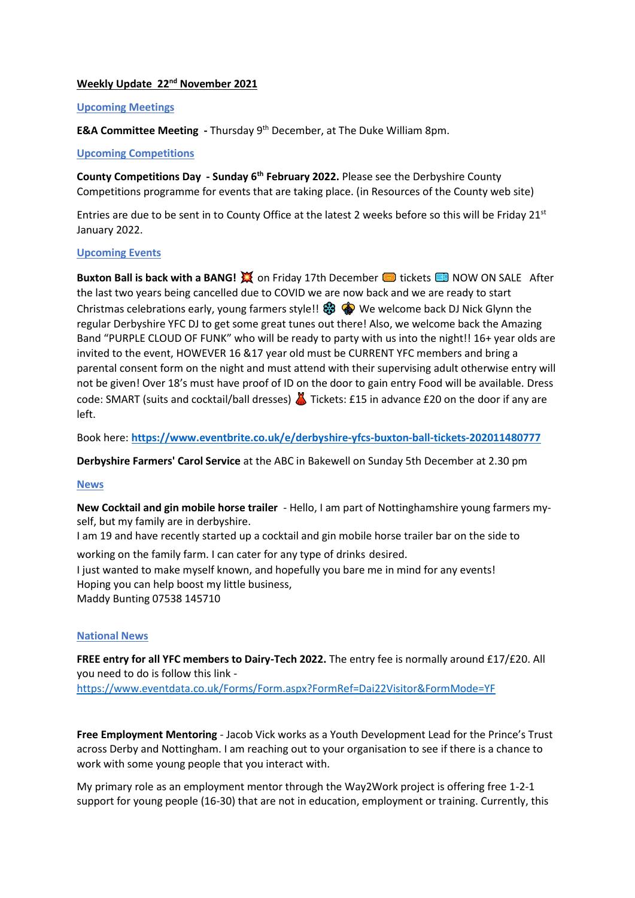**Weekly Update 22nd November 2021**

## Upcoming Meetings

**E&A Committee Meeting -** Thursday 9th December, at The Duke William 8pm.

## Upcoming Competitions

**County Competitions Day - Sunday 6th February 2022.** Please see the Derbyshire County Competitions programme for events that are taking place. (in Resources of the County web site)

Entries are due to be sent in to County Office at the latest 2 weeks before so this will be Friday 21st January 2022.

## Upcoming Events

**Buxton Ball is back with a BANG!** 💥 on Friday 17th December 🎟️ tickets 🎫 NOW ON SALE After the last two years being cancelled due to COVID we are now back and we are ready to start Christmas celebrations early, young farmers style!! ❄️ 🪩 We welcome back DJ Nick Glynn the regular Derbyshire YFC DJ to get some great tunes out there! Also, we welcome back the Amazing Band "PURPLE CLOUD OF FUNK" who will be ready to party with us into the night!! 16+ year olds are invited to the event, HOWEVER 16 &17 year old must be CURRENT YFC members and bring a parental consent form on the night and must attend with their supervising adult otherwise entry will not be given! Over 18's must have proof of ID on the door to gain entry Food will be available. Dress code: SMART (suits and cocktail/ball dresses) 💃 Tickets: £15 in advance £20 on the door if any are left.

Book here: **https://www.eventbrite.co.uk/e/derbyshire-yfcs-buxton-ball-tickets-202011480777**

**Derbyshire Farmers' Carol Service** at the ABC in Bakewell on Sunday 5th December at 2.30 pm

## News

**New Cocktail and gin mobile horse trailer** - Hello, I am part of Nottinghamshire young farmers my-self, but my family are in derbyshire.
I am 19 and have recently started up a cocktail and gin mobile horse trailer bar on the side to working on the family farm. I can cater for any type of drinks desired.
I just wanted to make myself known, and hopefully you bare me in mind for any events!
Hoping you can help boost my little business,
Maddy Bunting 07538 145710

## National News

**FREE entry for all YFC members to Dairy-Tech 2022.** The entry fee is normally around £17/£20. All you need to do is follow this link -
https://www.eventdata.co.uk/Forms/Form.aspx?FormRef=Dai22Visitor&FormMode=YF

**Free Employment Mentoring** - Jacob Vick works as a Youth Development Lead for the Prince's Trust across Derby and Nottingham. I am reaching out to your organisation to see if there is a chance to work with some young people that you interact with.

My primary role as an employment mentor through the Way2Work project is offering free 1-2-1 support for young people (16-30) that are not in education, employment or training. Currently, this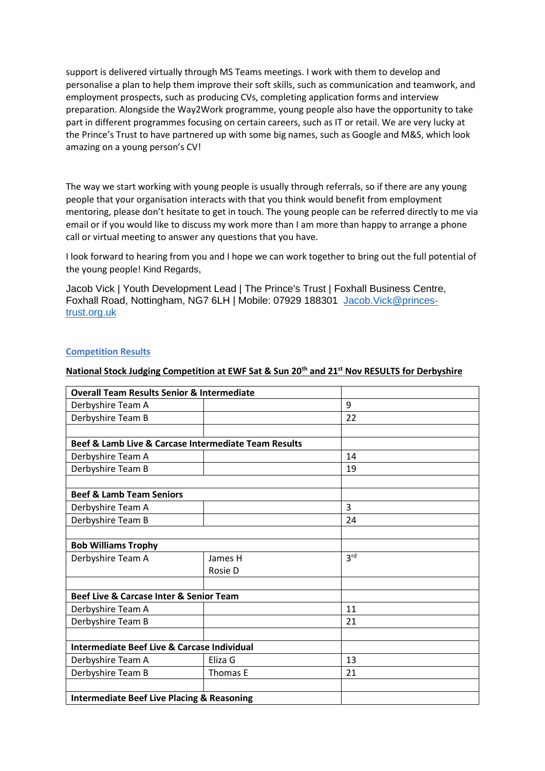support is delivered virtually through MS Teams meetings. I work with them to develop and personalise a plan to help them improve their soft skills, such as communication and teamwork, and employment prospects, such as producing CVs, completing application forms and interview preparation. Alongside the Way2Work programme, young people also have the opportunity to take part in different programmes focusing on certain careers, such as IT or retail. We are very lucky at the Prince's Trust to have partnered up with some big names, such as Google and M&S, which look amazing on a young person's CV!

The way we start working with young people is usually through referrals, so if there are any young people that your organisation interacts with that you think would benefit from employment mentoring, please don't hesitate to get in touch. The young people can be referred directly to me via email or if you would like to discuss my work more than I am more than happy to arrange a phone call or virtual meeting to answer any questions that you have.

I look forward to hearing from you and I hope we can work together to bring out the full potential of the young people! Kind Regards,

Jacob Vick | Youth Development Lead | The Prince's Trust | Foxhall Business Centre, Foxhall Road, Nottingham, NG7 6LH | Mobile: 07929 188301 Jacob.Vick@princes-trust.org.uk

## Competition Results

**National Stock Judging Competition at EWF Sat & Sun 20th and 21st Nov RESULTS for Derbyshire**

| **Overall Team Results Senior & Intermediate** | | |
|---|---|---|
| Derbyshire Team A | | 9 |
| Derbyshire Team B | | 22 |
| | | |
| **Beef & Lamb Live & Carcase Intermediate Team Results** | | |
| Derbyshire Team A | | 14 |
| Derbyshire Team B | | 19 |
| | | |
| **Beef & Lamb Team Seniors** | | |
| Derbyshire Team A | | 3 |
| Derbyshire Team B | | 24 |
| | | |
| **Bob Williams Trophy** | | |
| Derbyshire Team A | James H<br>Rosie D | 3rd |
| | | |
| **Beef Live & Carcase Inter & Senior Team** | | |
| Derbyshire Team A | | 11 |
| Derbyshire Team B | | 21 |
| | | |
| **Intermediate Beef Live & Carcase Individual** | | |
| Derbyshire Team A | Eliza G | 13 |
| Derbyshire Team B | Thomas E | 21 |
| | | |
| **Intermediate Beef Live Placing & Reasoning** | | |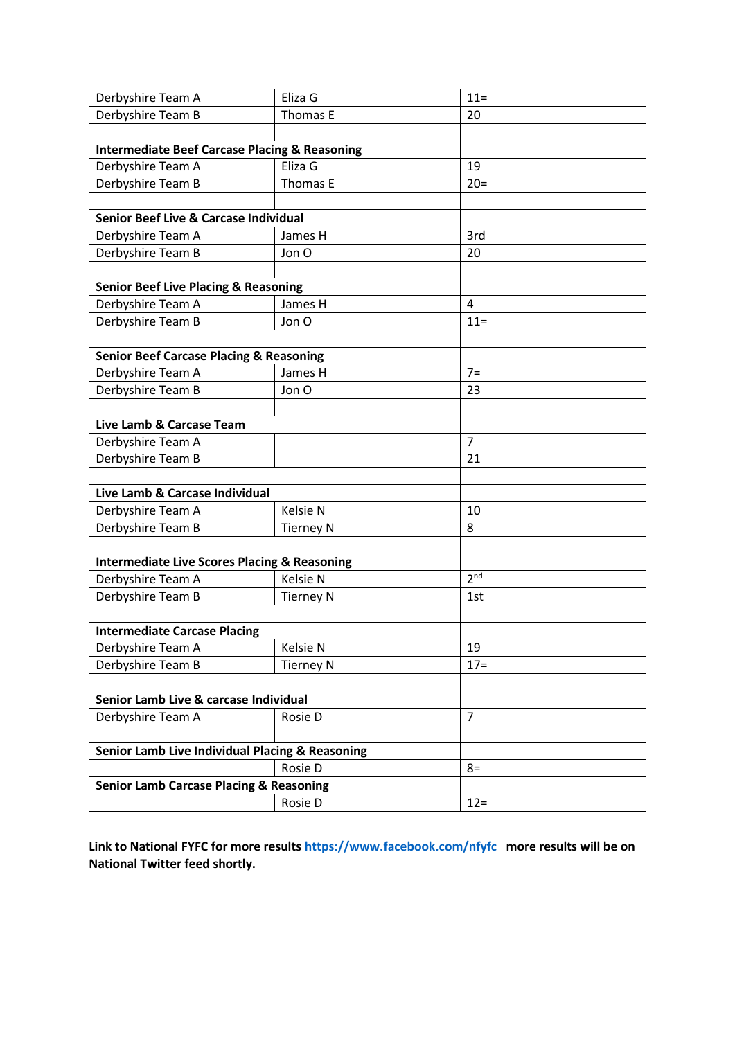| | | |
|---|---|---|
| Derbyshire Team A | Eliza G | 11= |
| Derbyshire Team B | Thomas E | 20 |
| | | |
| **Intermediate Beef Carcase Placing & Reasoning** | | |
| Derbyshire Team A | Eliza G | 19 |
| Derbyshire Team B | Thomas E | 20= |
| | | |
| **Senior Beef Live & Carcase Individual** | | |
| Derbyshire Team A | James H | 3rd |
| Derbyshire Team B | Jon O | 20 |
| | | |
| **Senior Beef Live Placing & Reasoning** | | |
| Derbyshire Team A | James H | 4 |
| Derbyshire Team B | Jon O | 11= |
| | | |
| **Senior Beef Carcase Placing & Reasoning** | | |
| Derbyshire Team A | James H | 7= |
| Derbyshire Team B | Jon O | 23 |
| | | |
| **Live Lamb & Carcase Team** | | |
| Derbyshire Team A | | 7 |
| Derbyshire Team B | | 21 |
| | | |
| **Live Lamb & Carcase Individual** | | |
| Derbyshire Team A | Kelsie N | 10 |
| Derbyshire Team B | Tierney N | 8 |
| | | |
| **Intermediate Live Scores Placing & Reasoning** | | |
| Derbyshire Team A | Kelsie N | 2nd |
| Derbyshire Team B | Tierney N | 1st |
| | | |
| **Intermediate Carcase Placing** | | |
| Derbyshire Team A | Kelsie N | 19 |
| Derbyshire Team B | Tierney N | 17= |
| | | |
| **Senior Lamb Live & carcase Individual** | | |
| Derbyshire Team A | Rosie D | 7 |
| | | |
| **Senior Lamb Live Individual Placing & Reasoning** | | |
| | Rosie D | 8= |
| **Senior Lamb Carcase Placing & Reasoning** | | |
| | Rosie D | 12= |

**Link to National FYFC for more results https://www.facebook.com/nfyfc more results will be on National Twitter feed shortly.**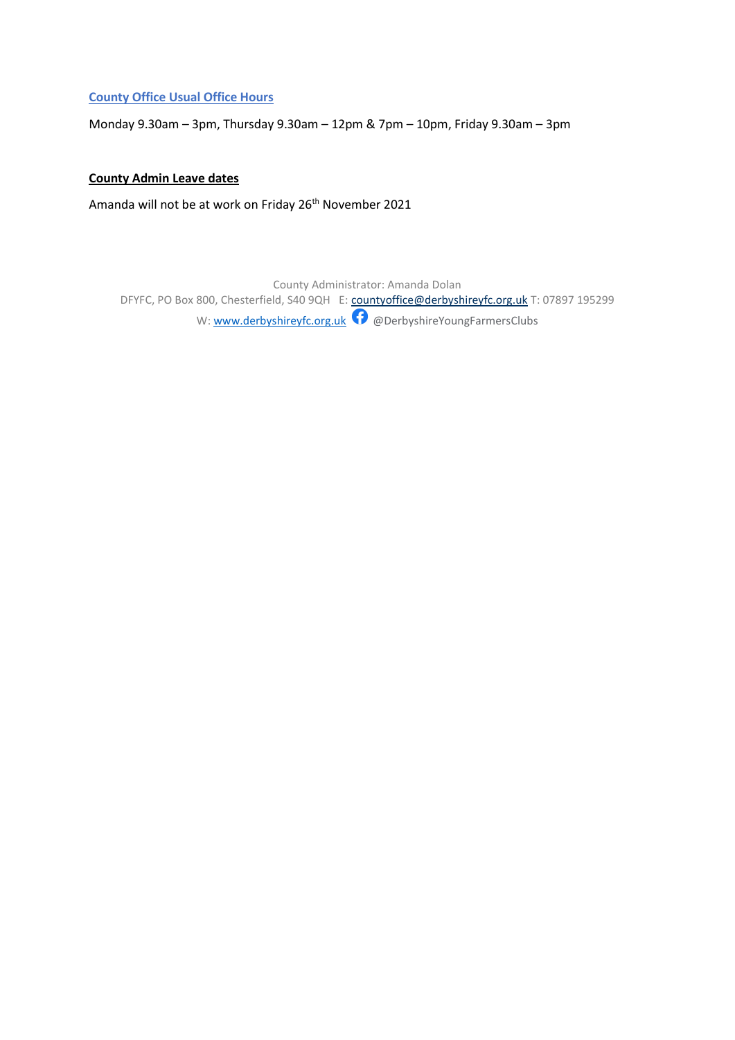## County Office Usual Office Hours

Monday 9.30am – 3pm, Thursday 9.30am – 12pm & 7pm – 10pm, Friday 9.30am – 3pm

## County Admin Leave dates

Amanda will not be at work on Friday 26th November 2021

County Administrator: Amanda Dolan
DFYFC, PO Box 800, Chesterfield, S40 9QH E: countyoffice@derbyshireyfc.org.uk T: 07897 195299
W: www.derbyshireyfc.org.uk @DerbyshireYoungFarmersClubs